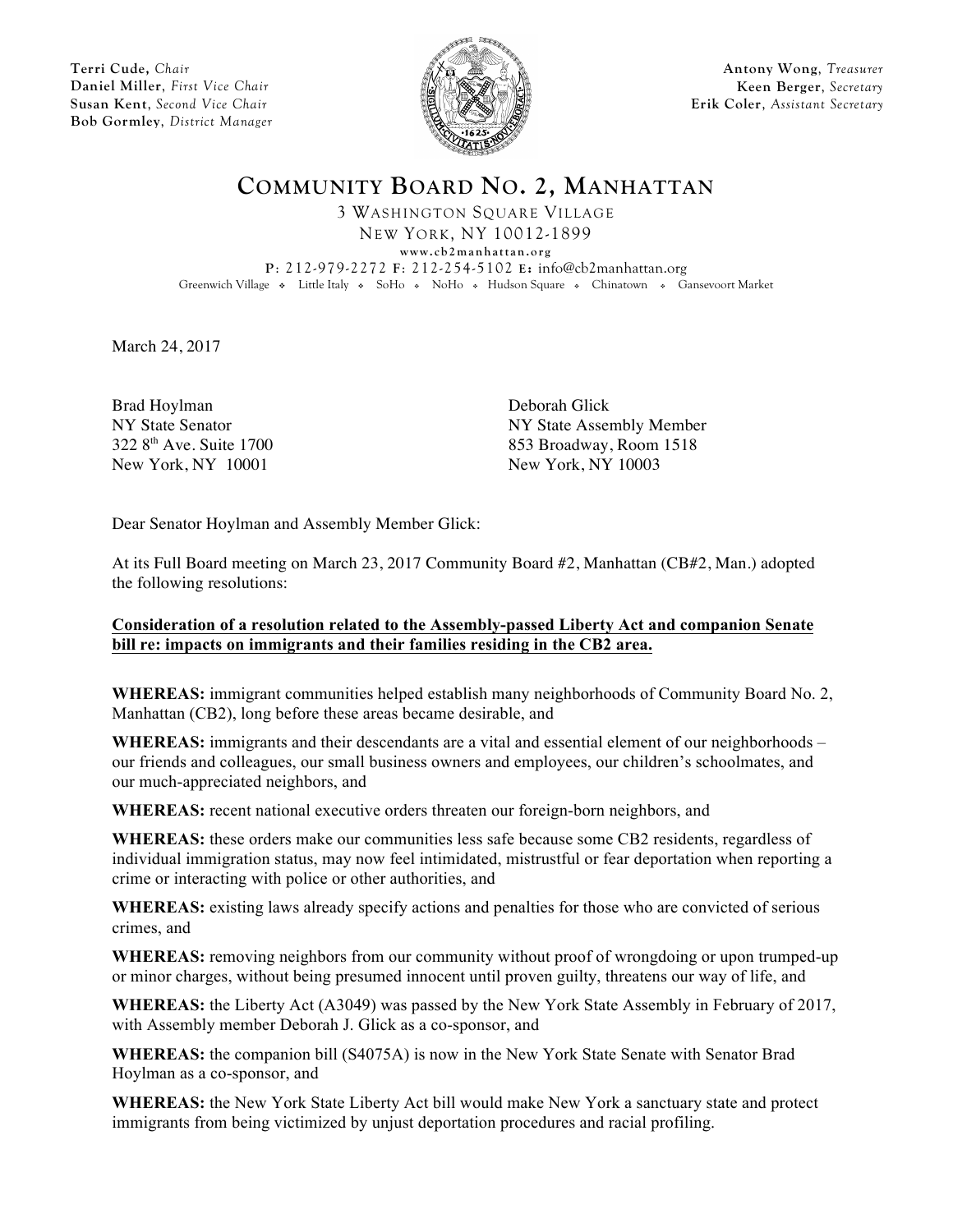**Terri Cude**, *Chair*
**Daniel Miller**, *First Vice Chair*
**Susan Kent**, *Second Vice Chair*
**Bob Gormley**, *District Manager*

**Antony Wong**, *Treasurer*
**Keen Berger**, *Secretary*
**Erik Coler**, *Assistant Secretary*

# COMMUNITY BOARD NO. 2, MANHATTAN

3 WASHINGTON SQUARE VILLAGE
NEW YORK, NY 10012-1899
www.cb2manhattan.org
P: 212-979-2272 F: 212-254-5102 E: info@cb2manhattan.org
Greenwich Village ❖ Little Italy ❖ SoHo ❖ NoHo ❖ Hudson Square ❖ Chinatown ❖ Gansevoort Market

March 24, 2017

Brad Hoylman
NY State Senator
322 8th Ave. Suite 1700
New York, NY 10001

Deborah Glick
NY State Assembly Member
853 Broadway, Room 1518
New York, NY 10003

Dear Senator Hoylman and Assembly Member Glick:

At its Full Board meeting on March 23, 2017 Community Board #2, Manhattan (CB#2, Man.) adopted the following resolutions:

**Consideration of a resolution related to the Assembly-passed Liberty Act and companion Senate bill re: impacts on immigrants and their families residing in the CB2 area.**

**WHEREAS:** immigrant communities helped establish many neighborhoods of Community Board No. 2, Manhattan (CB2), long before these areas became desirable, and

**WHEREAS:** immigrants and their descendants are a vital and essential element of our neighborhoods – our friends and colleagues, our small business owners and employees, our children's schoolmates, and our much-appreciated neighbors, and

**WHEREAS:** recent national executive orders threaten our foreign-born neighbors, and

**WHEREAS:** these orders make our communities less safe because some CB2 residents, regardless of individual immigration status, may now feel intimidated, mistrustful or fear deportation when reporting a crime or interacting with police or other authorities, and

**WHEREAS:** existing laws already specify actions and penalties for those who are convicted of serious crimes, and

**WHEREAS:** removing neighbors from our community without proof of wrongdoing or upon trumped-up or minor charges, without being presumed innocent until proven guilty, threatens our way of life, and

**WHEREAS:** the Liberty Act (A3049) was passed by the New York State Assembly in February of 2017, with Assembly member Deborah J. Glick as a co-sponsor, and

**WHEREAS:** the companion bill (S4075A) is now in the New York State Senate with Senator Brad Hoylman as a co-sponsor, and

**WHEREAS:** the New York State Liberty Act bill would make New York a sanctuary state and protect immigrants from being victimized by unjust deportation procedures and racial profiling.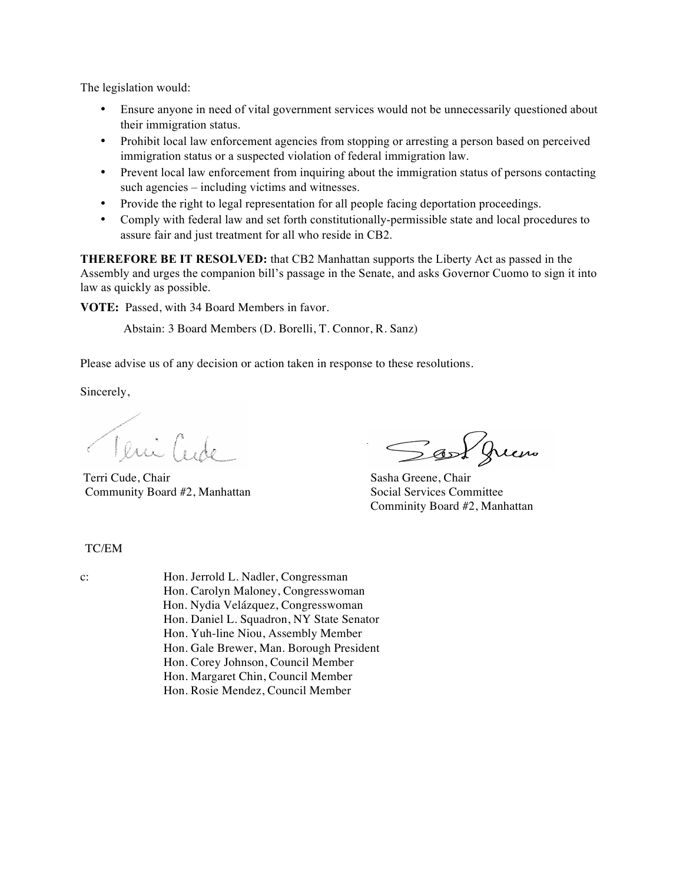The legislation would:

- Ensure anyone in need of vital government services would not be unnecessarily questioned about their immigration status.
- Prohibit local law enforcement agencies from stopping or arresting a person based on perceived immigration status or a suspected violation of federal immigration law.
- Prevent local law enforcement from inquiring about the immigration status of persons contacting such agencies – including victims and witnesses.
- Provide the right to legal representation for all people facing deportation proceedings.
- Comply with federal law and set forth constitutionally-permissible state and local procedures to assure fair and just treatment for all who reside in CB2.

**THEREFORE BE IT RESOLVED:** that CB2 Manhattan supports the Liberty Act as passed in the Assembly and urges the companion bill's passage in the Senate, and asks Governor Cuomo to sign it into law as quickly as possible.

**VOTE:** Passed, with 34 Board Members in favor.

Abstain: 3 Board Members (D. Borelli, T. Connor, R. Sanz)

Please advise us of any decision or action taken in response to these resolutions.

Sincerely,

Terri Cude, Chair
Community Board #2, Manhattan

Sasha Greene, Chair
Social Services Committee
Comminity Board #2, Manhattan

TC/EM

c: Hon. Jerrold L. Nadler, Congressman
Hon. Carolyn Maloney, Congresswoman
Hon. Nydia Velázquez, Congresswoman
Hon. Daniel L. Squadron, NY State Senator
Hon. Yuh-line Niou, Assembly Member
Hon. Gale Brewer, Man. Borough President
Hon. Corey Johnson, Council Member
Hon. Margaret Chin, Council Member
Hon. Rosie Mendez, Council Member